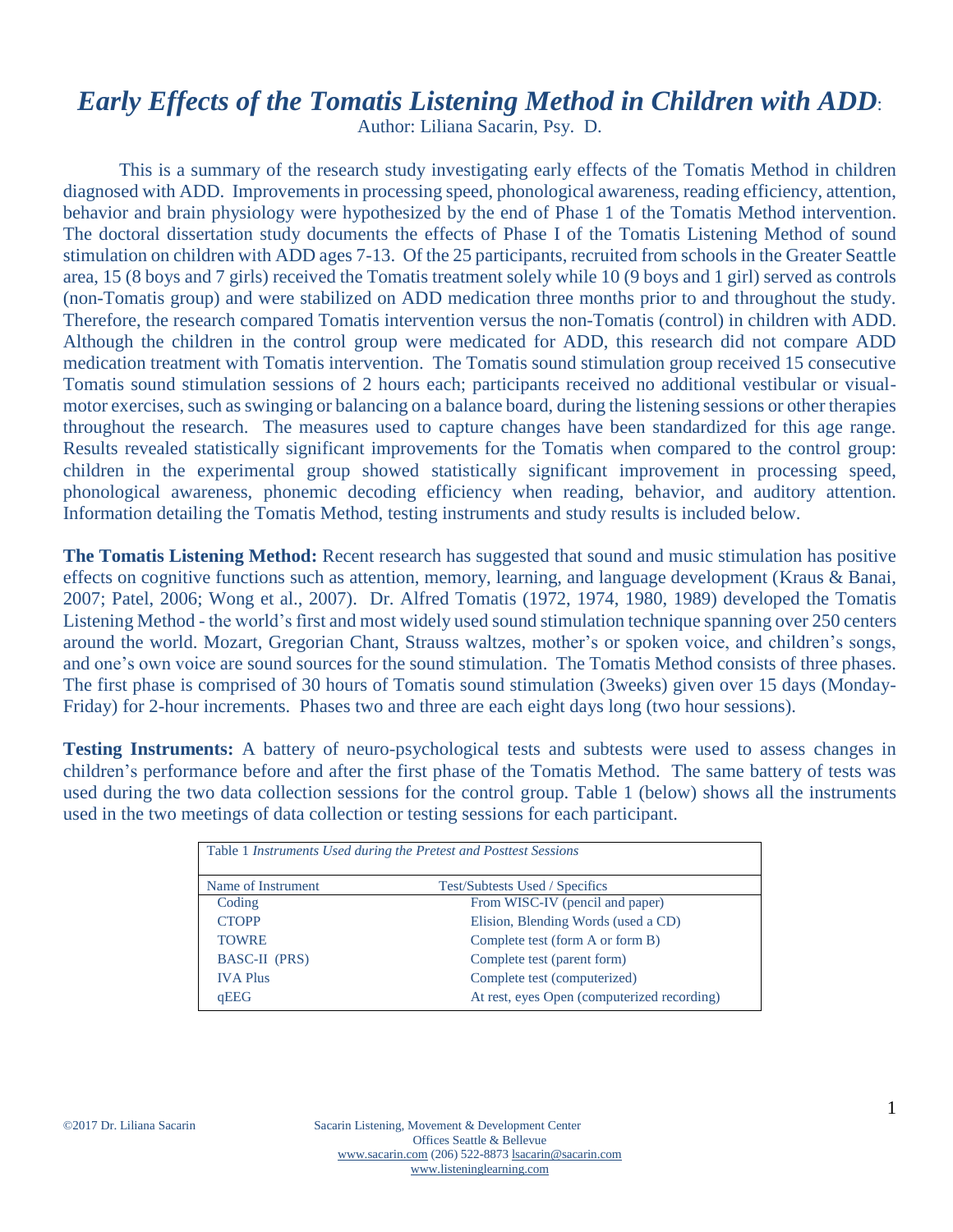# *Early Effects of the Tomatis Listening Method in Children with ADD*:

Author: Liliana Sacarin, Psy. D.

This is a summary of the research study investigating early effects of the Tomatis Method in children diagnosed with ADD. Improvements in processing speed, phonological awareness, reading efficiency, attention, behavior and brain physiology were hypothesized by the end of Phase 1 of the Tomatis Method intervention. The doctoral dissertation study documents the effects of Phase I of the Tomatis Listening Method of sound stimulation on children with ADD ages 7-13. Of the 25 participants, recruited from schools in the Greater Seattle area, 15 (8 boys and 7 girls) received the Tomatis treatment solely while 10 (9 boys and 1 girl) served as controls (non-Tomatis group) and were stabilized on ADD medication three months prior to and throughout the study. Therefore, the research compared Tomatis intervention versus the non-Tomatis (control) in children with ADD. Although the children in the control group were medicated for ADD, this research did not compare ADD medication treatment with Tomatis intervention. The Tomatis sound stimulation group received 15 consecutive Tomatis sound stimulation sessions of 2 hours each; participants received no additional vestibular or visual-motor exercises, such as swinging or balancing on a balance board, during the listening sessions or other therapies throughout the research. The measures used to capture changes have been standardized for this age range. Results revealed statistically significant improvements for the Tomatis when compared to the control group: children in the experimental group showed statistically significant improvement in processing speed, phonological awareness, phonemic decoding efficiency when reading, behavior, and auditory attention. Information detailing the Tomatis Method, testing instruments and study results is included below.

**The Tomatis Listening Method:** Recent research has suggested that sound and music stimulation has positive effects on cognitive functions such as attention, memory, learning, and language development (Kraus & Banai, 2007; Patel, 2006; Wong et al., 2007). Dr. Alfred Tomatis (1972, 1974, 1980, 1989) developed the Tomatis Listening Method - the world's first and most widely used sound stimulation technique spanning over 250 centers around the world. Mozart, Gregorian Chant, Strauss waltzes, mother's or spoken voice, and children's songs, and one's own voice are sound sources for the sound stimulation. The Tomatis Method consists of three phases. The first phase is comprised of 30 hours of Tomatis sound stimulation (3weeks) given over 15 days (Monday-Friday) for 2-hour increments. Phases two and three are each eight days long (two hour sessions).

**Testing Instruments:** A battery of neuro-psychological tests and subtests were used to assess changes in children's performance before and after the first phase of the Tomatis Method. The same battery of tests was used during the two data collection sessions for the control group. Table 1 (below) shows all the instruments used in the two meetings of data collection or testing sessions for each participant.

Table 1 *Instruments Used during the Pretest and Posttest Sessions*

| Name of Instrument | Test/Subtests Used / Specifics |
|---|---|
| Coding | From WISC-IV (pencil and paper) |
| CTOPP | Elision, Blending Words (used a CD) |
| TOWRE | Complete test (form A or form B) |
| BASC-II (PRS) | Complete test (parent form) |
| IVA Plus | Complete test (computerized) |
| qEEG | At rest, eyes Open (computerized recording) |

©2017 Dr. Liliana Sacarin

Sacarin Listening, Movement & Development Center
Offices Seattle & Bellevue
www.sacarin.com (206) 522-8873 lsacarin@sacarin.com
www.listeninglearning.com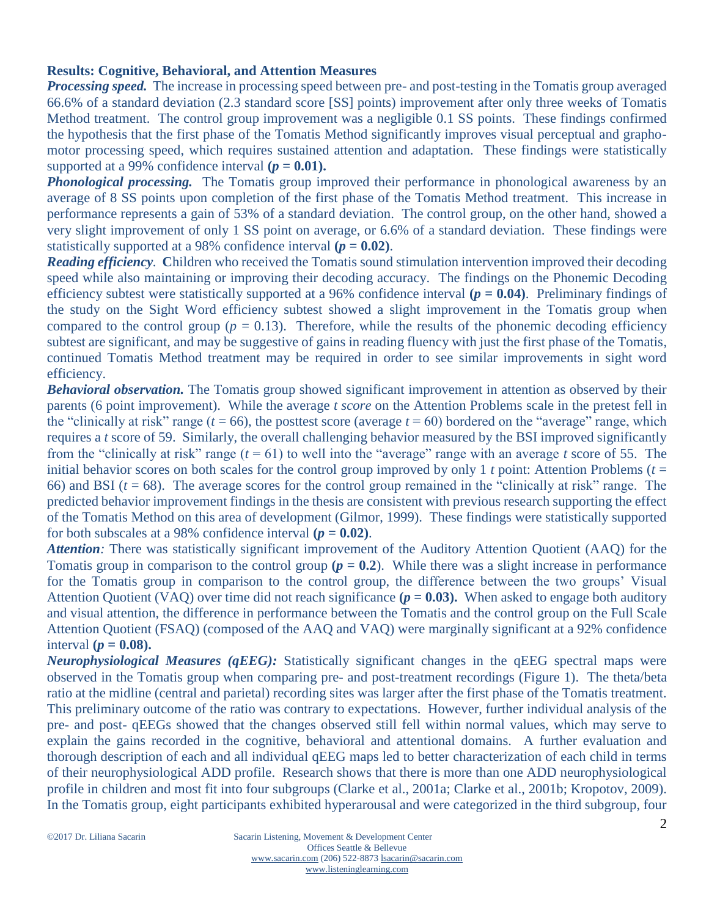**Results: Cognitive, Behavioral, and Attention Measures**

***Processing speed.*** The increase in processing speed between pre- and post-testing in the Tomatis group averaged 66.6% of a standard deviation (2.3 standard score [SS] points) improvement after only three weeks of Tomatis Method treatment. The control group improvement was a negligible 0.1 SS points. These findings confirmed the hypothesis that the first phase of the Tomatis Method significantly improves visual perceptual and grapho-motor processing speed, which requires sustained attention and adaptation. These findings were statistically supported at a 99% confidence interval **($p = 0.01$).**

***Phonological processing.*** The Tomatis group improved their performance in phonological awareness by an average of 8 SS points upon completion of the first phase of the Tomatis Method treatment. This increase in performance represents a gain of 53% of a standard deviation. The control group, on the other hand, showed a very slight improvement of only 1 SS point on average, or 6.6% of a standard deviation. These findings were statistically supported at a 98% confidence interval **($p = 0.02$)**.

***Reading efficiency.*** **C**hildren who received the Tomatis sound stimulation intervention improved their decoding speed while also maintaining or improving their decoding accuracy. The findings on the Phonemic Decoding efficiency subtest were statistically supported at a 96% confidence interval **($p = 0.04$)**. Preliminary findings of the study on the Sight Word efficiency subtest showed a slight improvement in the Tomatis group when compared to the control group ($p = 0.13$). Therefore, while the results of the phonemic decoding efficiency subtest are significant, and may be suggestive of gains in reading fluency with just the first phase of the Tomatis, continued Tomatis Method treatment may be required in order to see similar improvements in sight word efficiency.

***Behavioral observation.*** The Tomatis group showed significant improvement in attention as observed by their parents (6 point improvement). While the average *t score* on the Attention Problems scale in the pretest fell in the "clinically at risk" range ($t = 66$), the posttest score (average $t = 60$) bordered on the "average" range, which requires a *t* score of 59. Similarly, the overall challenging behavior measured by the BSI improved significantly from the "clinically at risk" range ($t = 61$) to well into the "average" range with an average *t* score of 55. The initial behavior scores on both scales for the control group improved by only 1 *t* point: Attention Problems ($t = 66$) and BSI ($t = 68$). The average scores for the control group remained in the "clinically at risk" range. The predicted behavior improvement findings in the thesis are consistent with previous research supporting the effect of the Tomatis Method on this area of development (Gilmor, 1999). These findings were statistically supported for both subscales at a 98% confidence interval **($p = 0.02$)**.

***Attention:*** There was statistically significant improvement of the Auditory Attention Quotient (AAQ) for the Tomatis group in comparison to the control group **($p = 0.2$)**. While there was a slight increase in performance for the Tomatis group in comparison to the control group, the difference between the two groups' Visual Attention Quotient (VAQ) over time did not reach significance **($p = 0.03$).** When asked to engage both auditory and visual attention, the difference in performance between the Tomatis and the control group on the Full Scale Attention Quotient (FSAQ) (composed of the AAQ and VAQ) were marginally significant at a 92% confidence interval **($p = 0.08$).**

***Neurophysiological Measures (qEEG):*** Statistically significant changes in the qEEG spectral maps were observed in the Tomatis group when comparing pre- and post-treatment recordings (Figure 1). The theta/beta ratio at the midline (central and parietal) recording sites was larger after the first phase of the Tomatis treatment. This preliminary outcome of the ratio was contrary to expectations. However, further individual analysis of the pre- and post- qEEGs showed that the changes observed still fell within normal values, which may serve to explain the gains recorded in the cognitive, behavioral and attentional domains. A further evaluation and thorough description of each and all individual qEEG maps led to better characterization of each child in terms of their neurophysiological ADD profile. Research shows that there is more than one ADD neurophysiological profile in children and most fit into four subgroups (Clarke et al., 2001a; Clarke et al., 2001b; Kropotov, 2009). In the Tomatis group, eight participants exhibited hyperarousal and were categorized in the third subgroup, four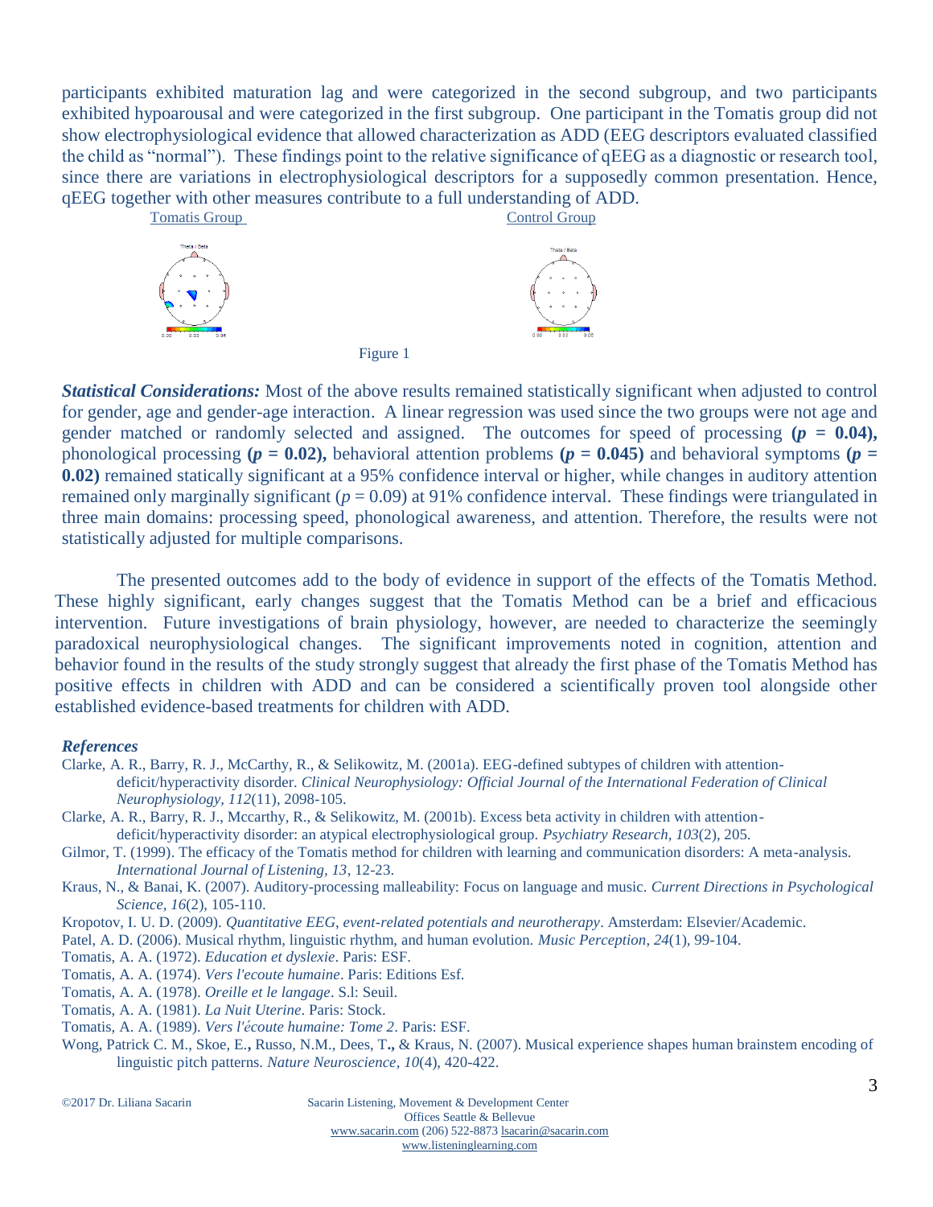participants exhibited maturation lag and were categorized in the second subgroup, and two participants exhibited hypoarousal and were categorized in the first subgroup. One participant in the Tomatis group did not show electrophysiological evidence that allowed characterization as ADD (EEG descriptors evaluated classified the child as "normal"). These findings point to the relative significance of qEEG as a diagnostic or research tool, since there are variations in electrophysiological descriptors for a supposedly common presentation. Hence, qEEG together with other measures contribute to a full understanding of ADD.

Tomatis Group

Theta / Beta

0.00 0.03 0.05

Control Group

Theta / Beta

0.00 0.03 0.05

Figure 1

***Statistical Considerations:*** Most of the above results remained statistically significant when adjusted to control for gender, age and gender-age interaction. A linear regression was used since the two groups were not age and gender matched or randomly selected and assigned. The outcomes for speed of processing **($p$ = 0.04),** phonological processing **($p$ = 0.02),** behavioral attention problems **($p$ = 0.045)** and behavioral symptoms **($p$ = 0.02)** remained statically significant at a 95% confidence interval or higher, while changes in auditory attention remained only marginally significant ($p = 0.09$) at 91% confidence interval. These findings were triangulated in three main domains: processing speed, phonological awareness, and attention. Therefore, the results were not statistically adjusted for multiple comparisons.

The presented outcomes add to the body of evidence in support of the effects of the Tomatis Method. These highly significant, early changes suggest that the Tomatis Method can be a brief and efficacious intervention. Future investigations of brain physiology, however, are needed to characterize the seemingly paradoxical neurophysiological changes. The significant improvements noted in cognition, attention and behavior found in the results of the study strongly suggest that already the first phase of the Tomatis Method has positive effects in children with ADD and can be considered a scientifically proven tool alongside other established evidence-based treatments for children with ADD.

***References***

Clarke, A. R., Barry, R. J., McCarthy, R., & Selikowitz, M. (2001a). EEG-defined subtypes of children with attention-deficit/hyperactivity disorder. *Clinical Neurophysiology: Official Journal of the International Federation of Clinical Neurophysiology, 112*(11), 2098-105.

Clarke, A. R., Barry, R. J., Mccarthy, R., & Selikowitz, M. (2001b). Excess beta activity in children with attention-deficit/hyperactivity disorder: an atypical electrophysiological group. *Psychiatry Research, 103*(2), 205.

Gilmor, T. (1999). The efficacy of the Tomatis method for children with learning and communication disorders: A meta-analysis. *International Journal of Listening, 13*, 12-23.

Kraus, N., & Banai, K. (2007). Auditory-processing malleability: Focus on language and music. *Current Directions in Psychological Science, 16*(2), 105-110.

Kropotov, I. U. D. (2009). *Quantitative EEG, event-related potentials and neurotherapy*. Amsterdam: Elsevier/Academic.

Patel, A. D. (2006). Musical rhythm, linguistic rhythm, and human evolution. *Music Perception, 24*(1), 99-104.

Tomatis, A. A. (1972). *Education et dyslexie*. Paris: ESF.

Tomatis, A. A. (1974). *Vers l'ecoute humaine*. Paris: Editions Esf.

Tomatis, A. A. (1978). *Oreille et le langage*. S.l: Seuil.

Tomatis, A. A. (1981). *La Nuit Uterine*. Paris: Stock.

Tomatis, A. A. (1989). *Vers l'écoute humaine: Tome 2*. Paris: ESF.

Wong, Patrick C. M., Skoe, E.**,** Russo, N.M., Dees, T**.,** & Kraus, N. (2007). Musical experience shapes human brainstem encoding of linguistic pitch patterns. *Nature Neuroscience, 10*(4), 420-422.

©2017 Dr. Liliana Sacarin

Sacarin Listening, Movement & Development Center
Offices Seattle & Bellevue
www.sacarin.com (206) 522-8873 lsacarin@sacarin.com
www.listeninglearning.com